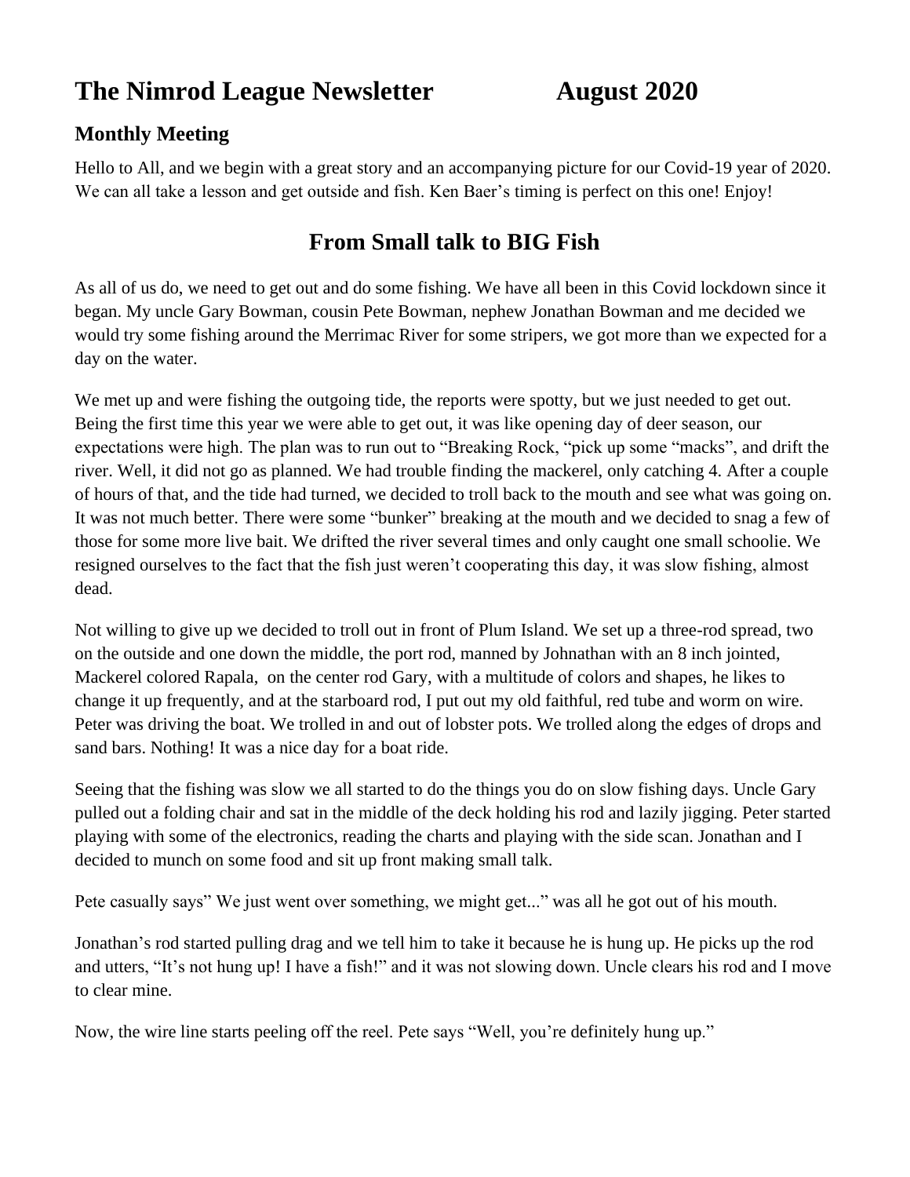# The Nimrod League Newsletter August 2020

## Monthly Meeting

Hello to All, and we begin with a great story and an accompanying picture for our Covid-19 year of 2020. We can all take a lesson and get outside and fish. Ken Baer's timing is perfect on this one! Enjoy!

## From Small talk to BIG Fish

As all of us do, we need to get out and do some fishing. We have all been in this Covid lockdown since it began. My uncle Gary Bowman, cousin Pete Bowman, nephew Jonathan Bowman and me decided we would try some fishing around the Merrimac River for some stripers, we got more than we expected for a day on the water.

We met up and were fishing the outgoing tide, the reports were spotty, but we just needed to get out. Being the first time this year we were able to get out, it was like opening day of deer season, our expectations were high. The plan was to run out to "Breaking Rock, "pick up some "macks", and drift the river. Well, it did not go as planned. We had trouble finding the mackerel, only catching 4. After a couple of hours of that, and the tide had turned, we decided to troll back to the mouth and see what was going on. It was not much better. There were some "bunker" breaking at the mouth and we decided to snag a few of those for some more live bait. We drifted the river several times and only caught one small schoolie. We resigned ourselves to the fact that the fish just weren't cooperating this day, it was slow fishing, almost dead.

Not willing to give up we decided to troll out in front of Plum Island. We set up a three-rod spread, two on the outside and one down the middle, the port rod, manned by Johnathan with an 8 inch jointed, Mackerel colored Rapala, on the center rod Gary, with a multitude of colors and shapes, he likes to change it up frequently, and at the starboard rod, I put out my old faithful, red tube and worm on wire. Peter was driving the boat. We trolled in and out of lobster pots. We trolled along the edges of drops and sand bars. Nothing! It was a nice day for a boat ride.

Seeing that the fishing was slow we all started to do the things you do on slow fishing days. Uncle Gary pulled out a folding chair and sat in the middle of the deck holding his rod and lazily jigging. Peter started playing with some of the electronics, reading the charts and playing with the side scan. Jonathan and I decided to munch on some food and sit up front making small talk.

Pete casually says" We just went over something, we might get..." was all he got out of his mouth.

Jonathan's rod started pulling drag and we tell him to take it because he is hung up. He picks up the rod and utters, "It's not hung up! I have a fish!" and it was not slowing down. Uncle clears his rod and I move to clear mine.

Now, the wire line starts peeling off the reel. Pete says "Well, you're definitely hung up."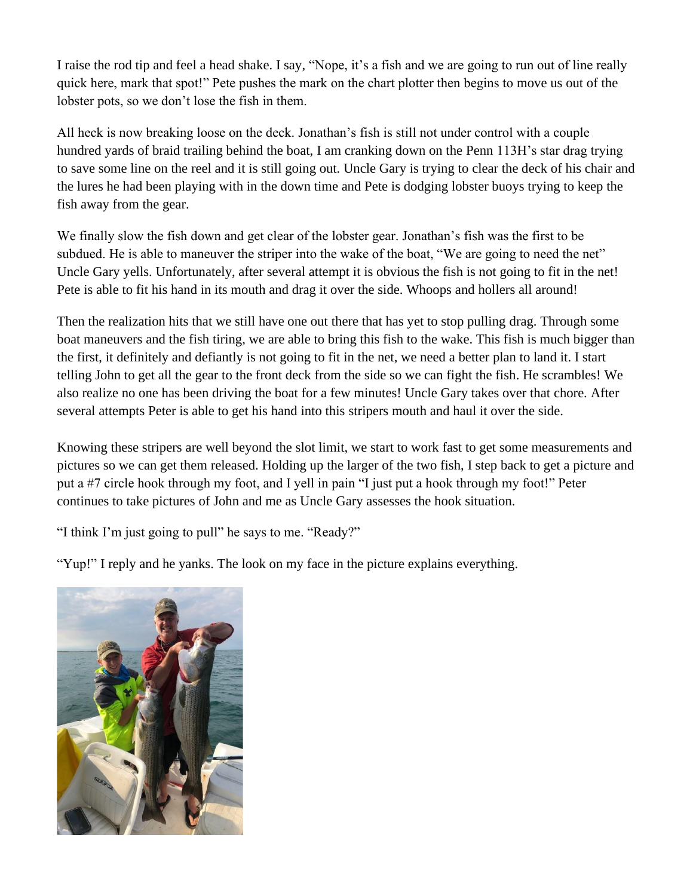I raise the rod tip and feel a head shake. I say, "Nope, it's a fish and we are going to run out of line really quick here, mark that spot!" Pete pushes the mark on the chart plotter then begins to move us out of the lobster pots, so we don't lose the fish in them.

All heck is now breaking loose on the deck. Jonathan's fish is still not under control with a couple hundred yards of braid trailing behind the boat, I am cranking down on the Penn 113H's star drag trying to save some line on the reel and it is still going out. Uncle Gary is trying to clear the deck of his chair and the lures he had been playing with in the down time and Pete is dodging lobster buoys trying to keep the fish away from the gear.

We finally slow the fish down and get clear of the lobster gear. Jonathan's fish was the first to be subdued. He is able to maneuver the striper into the wake of the boat, "We are going to need the net" Uncle Gary yells. Unfortunately, after several attempt it is obvious the fish is not going to fit in the net! Pete is able to fit his hand in its mouth and drag it over the side. Whoops and hollers all around!

Then the realization hits that we still have one out there that has yet to stop pulling drag. Through some boat maneuvers and the fish tiring, we are able to bring this fish to the wake. This fish is much bigger than the first, it definitely and defiantly is not going to fit in the net, we need a better plan to land it. I start telling John to get all the gear to the front deck from the side so we can fight the fish. He scrambles! We also realize no one has been driving the boat for a few minutes! Uncle Gary takes over that chore. After several attempts Peter is able to get his hand into this stripers mouth and haul it over the side.

Knowing these stripers are well beyond the slot limit, we start to work fast to get some measurements and pictures so we can get them released. Holding up the larger of the two fish, I step back to get a picture and put a #7 circle hook through my foot, and I yell in pain "I just put a hook through my foot!" Peter continues to take pictures of John and me as Uncle Gary assesses the hook situation.

"I think I'm just going to pull" he says to me. "Ready?"

"Yup!" I reply and he yanks. The look on my face in the picture explains everything.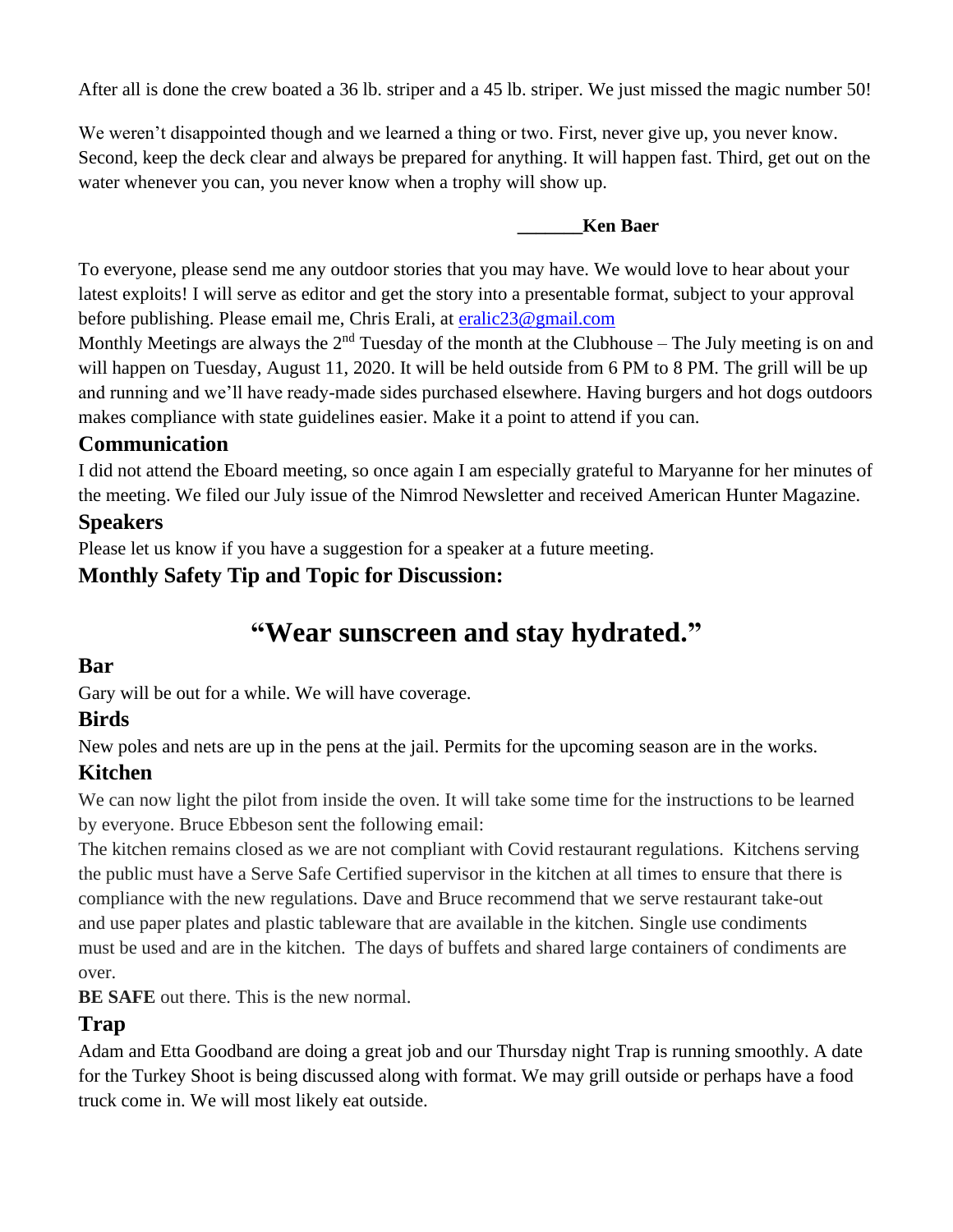After all is done the crew boated a 36 lb. striper and a 45 lb. striper. We just missed the magic number 50!

We weren't disappointed though and we learned a thing or two. First, never give up, you never know. Second, keep the deck clear and always be prepared for anything. It will happen fast. Third, get out on the water whenever you can, you never know when a trophy will show up.

**_______Ken Baer**

To everyone, please send me any outdoor stories that you may have. We would love to hear about your latest exploits! I will serve as editor and get the story into a presentable format, subject to your approval before publishing. Please email me, Chris Erali, at [eralic23@gmail.com](mailto:eralic23@gmail.com)

Monthly Meetings are always the 2nd Tuesday of the month at the Clubhouse – The July meeting is on and will happen on Tuesday, August 11, 2020. It will be held outside from 6 PM to 8 PM. The grill will be up and running and we'll have ready-made sides purchased elsewhere. Having burgers and hot dogs outdoors makes compliance with state guidelines easier. Make it a point to attend if you can.

## Communication

I did not attend the Eboard meeting, so once again I am especially grateful to Maryanne for her minutes of the meeting. We filed our July issue of the Nimrod Newsletter and received American Hunter Magazine.

## Speakers

Please let us know if you have a suggestion for a speaker at a future meeting.

## Monthly Safety Tip and Topic for Discussion:

# "Wear sunscreen and stay hydrated."

## Bar

Gary will be out for a while. We will have coverage.

## Birds

New poles and nets are up in the pens at the jail. Permits for the upcoming season are in the works.

## Kitchen

We can now light the pilot from inside the oven. It will take some time for the instructions to be learned by everyone. Bruce Ebbeson sent the following email:

The kitchen remains closed as we are not compliant with Covid restaurant regulations. Kitchens serving the public must have a Serve Safe Certified supervisor in the kitchen at all times to ensure that there is compliance with the new regulations. Dave and Bruce recommend that we serve restaurant take-out and use paper plates and plastic tableware that are available in the kitchen. Single use condiments must be used and are in the kitchen. The days of buffets and shared large containers of condiments are over.

**BE SAFE** out there. This is the new normal.

## Trap

Adam and Etta Goodband are doing a great job and our Thursday night Trap is running smoothly. A date for the Turkey Shoot is being discussed along with format. We may grill outside or perhaps have a food truck come in. We will most likely eat outside.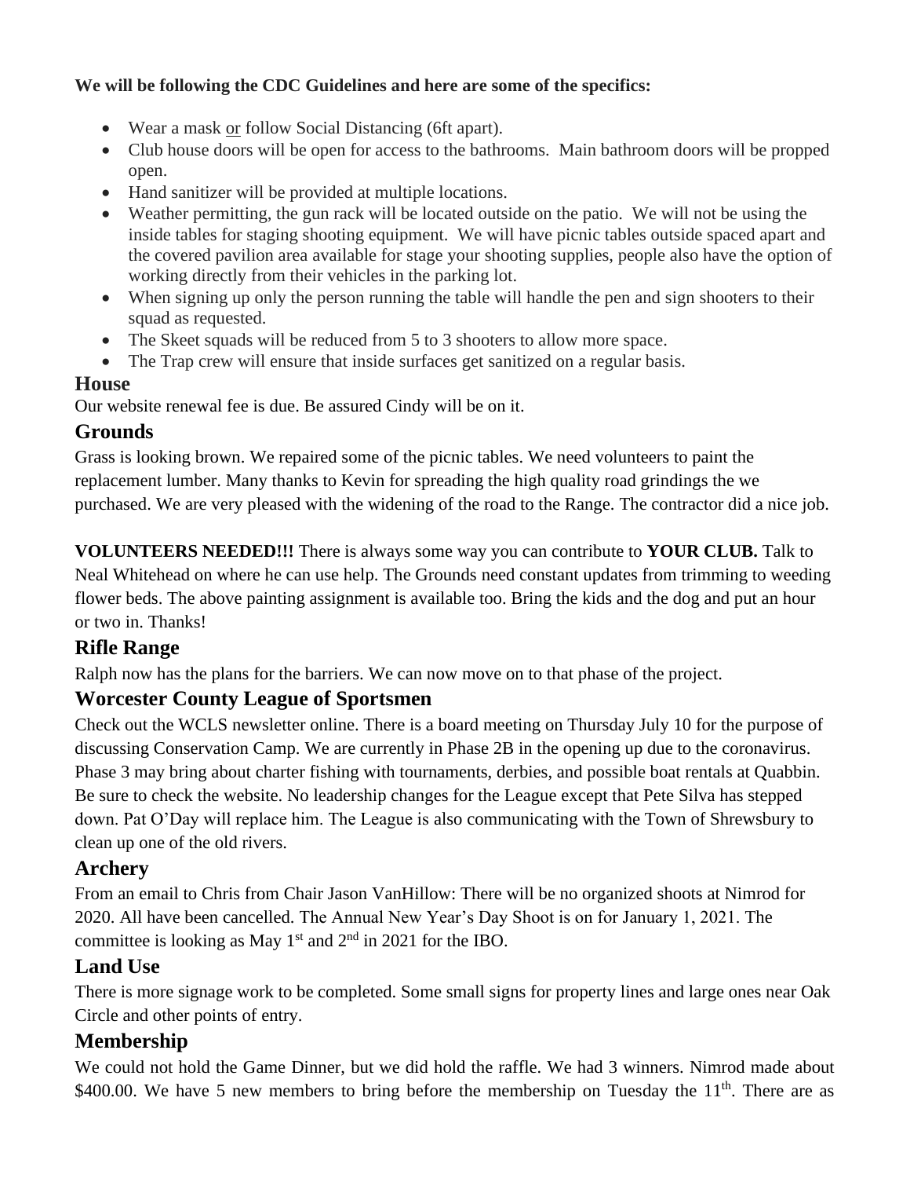**We will be following the CDC Guidelines and here are some of the specifics:**

- Wear a mask or follow Social Distancing (6ft apart).
- Club house doors will be open for access to the bathrooms. Main bathroom doors will be propped open.
- Hand sanitizer will be provided at multiple locations.
- Weather permitting, the gun rack will be located outside on the patio. We will not be using the inside tables for staging shooting equipment. We will have picnic tables outside spaced apart and the covered pavilion area available for stage your shooting supplies, people also have the option of working directly from their vehicles in the parking lot.
- When signing up only the person running the table will handle the pen and sign shooters to their squad as requested.
- The Skeet squads will be reduced from 5 to 3 shooters to allow more space.
- The Trap crew will ensure that inside surfaces get sanitized on a regular basis.

## House

Our website renewal fee is due. Be assured Cindy will be on it.

## Grounds

Grass is looking brown. We repaired some of the picnic tables. We need volunteers to paint the replacement lumber. Many thanks to Kevin for spreading the high quality road grindings the we purchased. We are very pleased with the widening of the road to the Range. The contractor did a nice job.

**VOLUNTEERS NEEDED!!!** There is always some way you can contribute to **YOUR CLUB.** Talk to Neal Whitehead on where he can use help. The Grounds need constant updates from trimming to weeding flower beds. The above painting assignment is available too. Bring the kids and the dog and put an hour or two in. Thanks!

## Rifle Range

Ralph now has the plans for the barriers. We can now move on to that phase of the project.

## Worcester County League of Sportsmen

Check out the WCLS newsletter online. There is a board meeting on Thursday July 10 for the purpose of discussing Conservation Camp. We are currently in Phase 2B in the opening up due to the coronavirus. Phase 3 may bring about charter fishing with tournaments, derbies, and possible boat rentals at Quabbin. Be sure to check the website. No leadership changes for the League except that Pete Silva has stepped down. Pat O'Day will replace him. The League is also communicating with the Town of Shrewsbury to clean up one of the old rivers.

## Archery

From an email to Chris from Chair Jason VanHillow: There will be no organized shoots at Nimrod for 2020. All have been cancelled. The Annual New Year's Day Shoot is on for January 1, 2021. The committee is looking as May 1st and 2nd in 2021 for the IBO.

## Land Use

There is more signage work to be completed. Some small signs for property lines and large ones near Oak Circle and other points of entry.

## Membership

We could not hold the Game Dinner, but we did hold the raffle. We had 3 winners. Nimrod made about $400.00. We have 5 new members to bring before the membership on Tuesday the 11th. There are as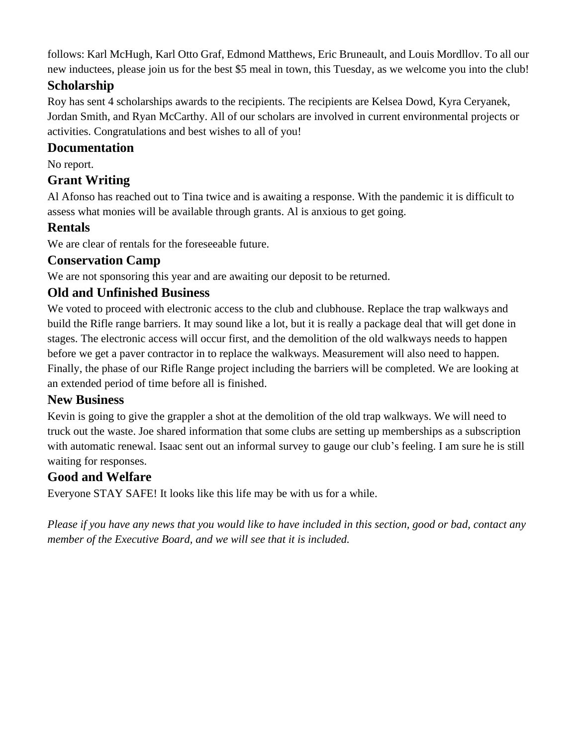follows: Karl McHugh, Karl Otto Graf, Edmond Matthews, Eric Bruneault, and Louis Mordllov. To all our new inductees, please join us for the best $5 meal in town, this Tuesday, as we welcome you into the club!

## Scholarship

Roy has sent 4 scholarships awards to the recipients. The recipients are Kelsea Dowd, Kyra Ceryanek, Jordan Smith, and Ryan McCarthy. All of our scholars are involved in current environmental projects or activities. Congratulations and best wishes to all of you!

## Documentation

No report.

## Grant Writing

Al Afonso has reached out to Tina twice and is awaiting a response. With the pandemic it is difficult to assess what monies will be available through grants. Al is anxious to get going.

## Rentals

We are clear of rentals for the foreseeable future.

## Conservation Camp

We are not sponsoring this year and are awaiting our deposit to be returned.

## Old and Unfinished Business

We voted to proceed with electronic access to the club and clubhouse. Replace the trap walkways and build the Rifle range barriers. It may sound like a lot, but it is really a package deal that will get done in stages. The electronic access will occur first, and the demolition of the old walkways needs to happen before we get a paver contractor in to replace the walkways. Measurement will also need to happen. Finally, the phase of our Rifle Range project including the barriers will be completed. We are looking at an extended period of time before all is finished.

## New Business

Kevin is going to give the grappler a shot at the demolition of the old trap walkways. We will need to truck out the waste. Joe shared information that some clubs are setting up memberships as a subscription with automatic renewal. Isaac sent out an informal survey to gauge our club's feeling. I am sure he is still waiting for responses.

## Good and Welfare

Everyone STAY SAFE! It looks like this life may be with us for a while.

*Please if you have any news that you would like to have included in this section, good or bad, contact any member of the Executive Board, and we will see that it is included.*